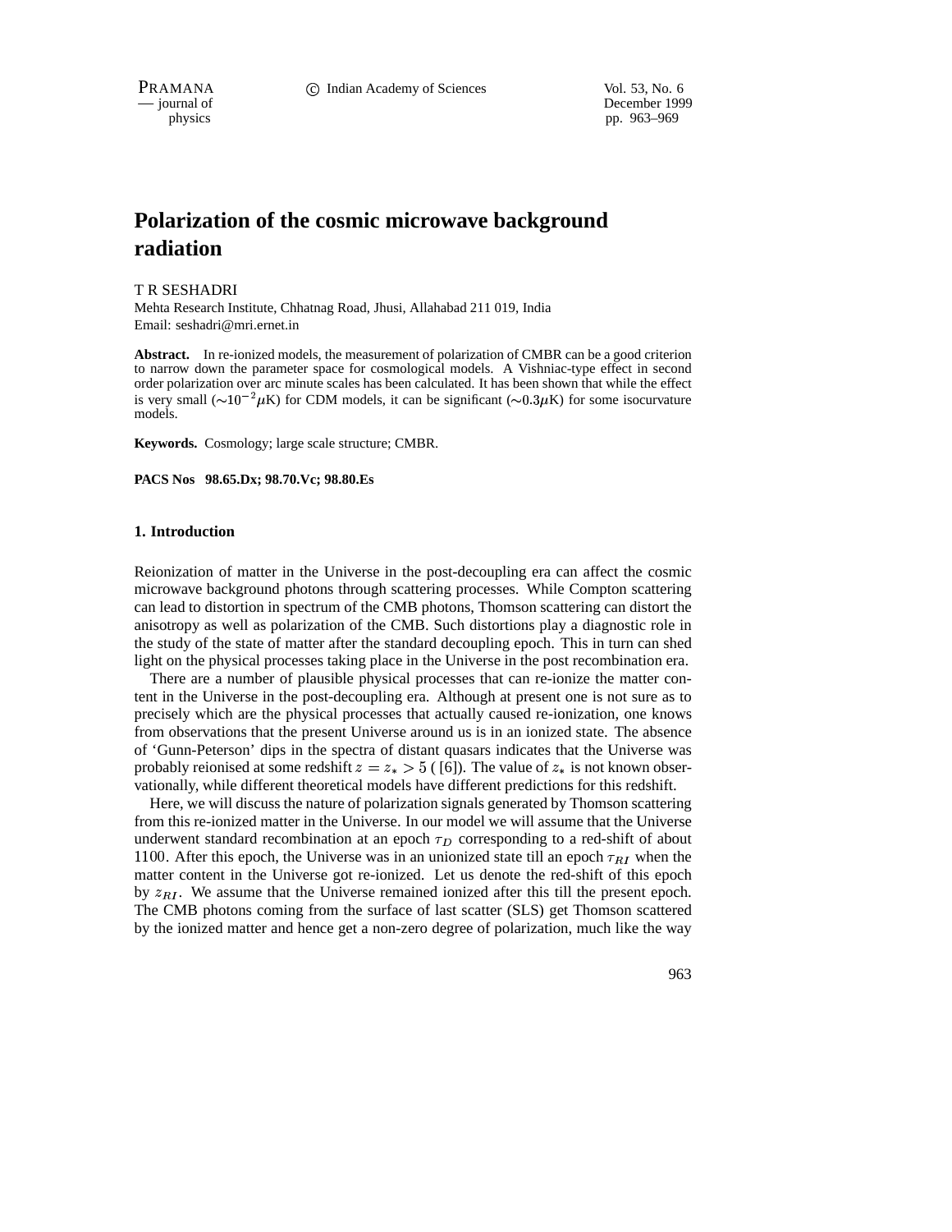# Polarization of the cosmic microwave background radiation

T R SESHADRI
Mehta Research Institute, Chhatnag Road, Jhusi, Allahabad 211 019, India
Email: seshadri@mri.ernet.in

**Abstract.** In re-ionized models, the measurement of polarization of CMBR can be a good criterion to narrow down the parameter space for cosmological models. A Vishniac-type effect in second order polarization over arc minute scales has been calculated. It has been shown that while the effect is very small ($\sim 10^{-2}\mu$K) for CDM models, it can be significant ($\sim 0.3\mu$K) for some isocurvature models.

**Keywords.** Cosmology; large scale structure; CMBR.

**PACS Nos 98.65.Dx; 98.70.Vc; 98.80.Es**

## 1. Introduction

Reionization of matter in the Universe in the post-decoupling era can affect the cosmic microwave background photons through scattering processes. While Compton scattering can lead to distortion in spectrum of the CMB photons, Thomson scattering can distort the anisotropy as well as polarization of the CMB. Such distortions play a diagnostic role in the study of the state of matter after the standard decoupling epoch. This in turn can shed light on the physical processes taking place in the Universe in the post recombination era.

There are a number of plausible physical processes that can re-ionize the matter content in the Universe in the post-decoupling era. Although at present one is not sure as to precisely which are the physical processes that actually caused re-ionization, one knows from observations that the present Universe around us is in an ionized state. The absence of 'Gunn-Peterson' dips in the spectra of distant quasars indicates that the Universe was probably reionised at some redshift $z = z_* > 5$ ( [6]). The value of $z_*$ is not known observationally, while different theoretical models have different predictions for this redshift.

Here, we will discuss the nature of polarization signals generated by Thomson scattering from this re-ionized matter in the Universe. In our model we will assume that the Universe underwent standard recombination at an epoch $\tau_D$ corresponding to a red-shift of about 1100. After this epoch, the Universe was in an unionized state till an epoch $\tau_{RI}$ when the matter content in the Universe got re-ionized. Let us denote the red-shift of this epoch by $z_{RI}$. We assume that the Universe remained ionized after this till the present epoch. The CMB photons coming from the surface of last scatter (SLS) get Thomson scattered by the ionized matter and hence get a non-zero degree of polarization, much like the way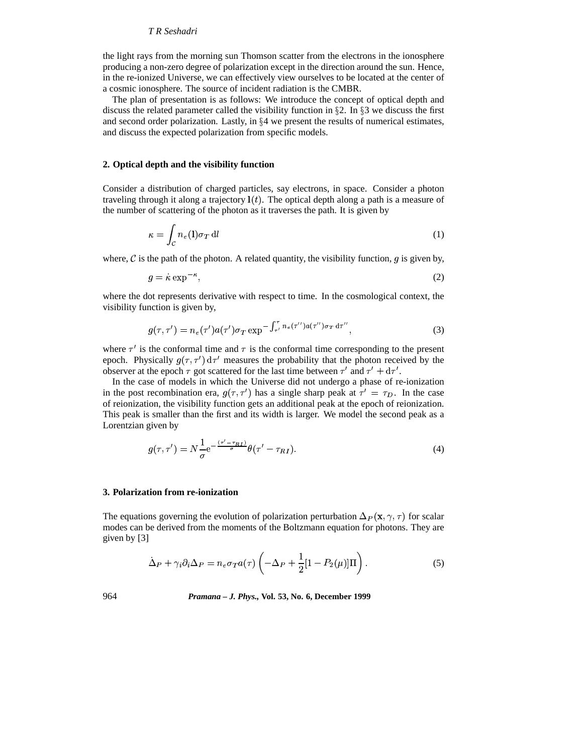the light rays from the morning sun Thomson scatter from the electrons in the ionosphere producing a non-zero degree of polarization except in the direction around the sun. Hence, in the re-ionized Universe, we can effectively view ourselves to be located at the center of a cosmic ionosphere. The source of incident radiation is the CMBR.

The plan of presentation is as follows: We introduce the concept of optical depth and discuss the related parameter called the visibility function in §2. In §3 we discuss the first and second order polarization. Lastly, in §4 we present the results of numerical estimates, and discuss the expected polarization from specific models.

## 2. Optical depth and the visibility function

Consider a distribution of charged particles, say electrons, in space. Consider a photon traveling through it along a trajectory $\mathbf{l}(t)$. The optical depth along a path is a measure of the number of scattering of the photon as it traverses the path. It is given by

$$\kappa = \int_{\mathcal{C}} n_e(\mathbf{l})\sigma_T \,\mathrm{d}l \tag{1}$$

where, $\mathcal{C}$ is the path of the photon. A related quantity, the visibility function, $g$ is given by,

$$g = \dot{\kappa} \exp^{-\kappa}, \tag{2}$$

where the dot represents derivative with respect to time. In the cosmological context, the visibility function is given by,

$$g(\tau, \tau') = n_e(\tau')a(\tau')\sigma_T \exp^{-\int_{\tau'}^{\tau} n_e(\tau'')a(\tau'')\sigma_T \,\mathrm{d}\tau''}, \tag{3}$$

where $\tau'$ is the conformal time and $\tau$ is the conformal time corresponding to the present epoch. Physically $g(\tau, \tau')\,\mathrm{d}\tau'$ measures the probability that the photon received by the observer at the epoch $\tau$ got scattered for the last time between $\tau'$ and $\tau' + \mathrm{d}\tau'$.

In the case of models in which the Universe did not undergo a phase of re-ionization in the post recombination era, $g(\tau, \tau')$ has a single sharp peak at $\tau' = \tau_D$. In the case of reionization, the visibility function gets an additional peak at the epoch of reionization. This peak is smaller than the first and its width is larger. We model the second peak as a Lorentzian given by

$$g(\tau, \tau') = N\frac{1}{\sigma}\mathrm{e}^{-\frac{(\tau' - \tau_{RI})}{\sigma}}\theta(\tau' - \tau_{RI}). \tag{4}$$

## 3. Polarization from re-ionization

The equations governing the evolution of polarization perturbation $\Delta_P(\mathbf{x}, \gamma, \tau)$ for scalar modes can be derived from the moments of the Boltzmann equation for photons. They are given by [3]

$$\dot{\Delta}_P + \gamma_i\partial_i\Delta_P = n_e\sigma_T a(\tau)\left(-\Delta_P + \frac{1}{2}[1 - P_2(\mu)]\Pi\right). \tag{5}$$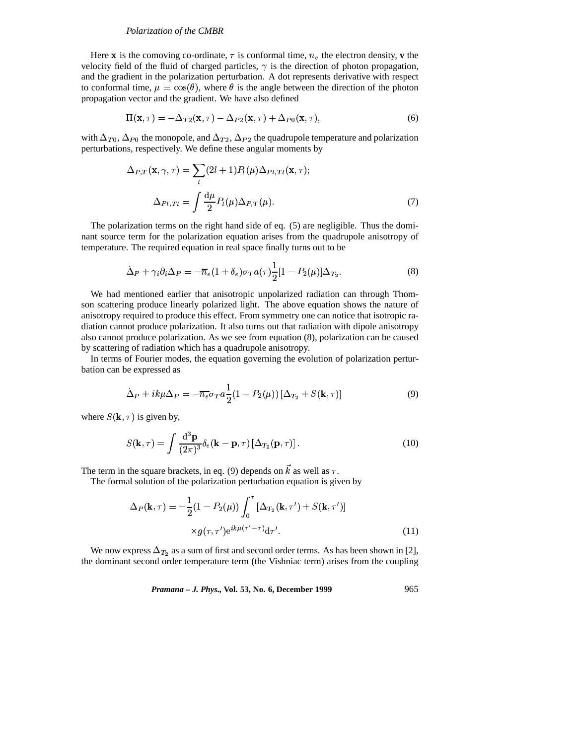Here $\mathbf{x}$ is the comoving co-ordinate, $\tau$ is conformal time, $n_e$ the electron density, $\mathbf{v}$ the velocity field of the fluid of charged particles, $\gamma$ is the direction of photon propagation, and the gradient in the polarization perturbation. A dot represents derivative with respect to conformal time, $\mu = \cos(\theta)$, where $\theta$ is the angle between the direction of the photon propagation vector and the gradient. We have also defined

$$\Pi(\mathbf{x}, \tau) = -\Delta_{T2}(\mathbf{x}, \tau) - \Delta_{P2}(\mathbf{x}, \tau) + \Delta_{P0}(\mathbf{x}, \tau), \tag{6}$$

with $\Delta_{T0}$, $\Delta_{P0}$ the monopole, and $\Delta_{T2}$, $\Delta_{P2}$ the quadrupole temperature and polarization perturbations, respectively. We define these angular moments by

$$\Delta_{P,T}(\mathbf{x}, \gamma, \tau) = \sum_l (2l+1) P_l(\mu) \Delta_{Pl,Tl}(\mathbf{x}, \tau);$$

$$\Delta_{Pl,Tl} = \int \frac{\mathrm{d}\mu}{2} P_l(\mu) \Delta_{P,T}(\mu). \tag{7}$$

The polarization terms on the right hand side of eq. (5) are negligible. Thus the dominant source term for the polarization equation arises from the quadrupole anisotropy of temperature. The required equation in real space finally turns out to be

$$\dot{\Delta}_P + \gamma_i \partial_i \Delta_P = -\overline{n}_e (1 + \delta_e) \sigma_T a(\tau) \frac{1}{2} [1 - P_2(\mu)] \Delta_{T_2}. \tag{8}$$

We had mentioned earlier that anisotropic unpolarized radiation can through Thomson scattering produce linearly polarized light. The above equation shows the nature of anisotropy required to produce this effect. From symmetry one can notice that isotropic radiation cannot produce polarization. It also turns out that radiation with dipole anisotropy also cannot produce polarization. As we see from equation (8), polarization can be caused by scattering of radiation which has a quadrupole anisotropy.

In terms of Fourier modes, the equation governing the evolution of polarization perturbation can be expressed as

$$\dot{\Delta}_P + ik\mu\Delta_P = -\overline{n_e} \sigma_T a \frac{1}{2} (1 - P_2(\mu)) \left[ \Delta_{T_2} + S(\mathbf{k}, \tau) \right] \tag{9}$$

where $S(\mathbf{k}, \tau)$ is given by,

$$S(\mathbf{k}, \tau) = \int \frac{\mathrm{d}^3\mathbf{p}}{(2\pi)^3} \delta_e(\mathbf{k} - \mathbf{p}, \tau) \left[ \Delta_{T_2}(\mathbf{p}, \tau) \right]. \tag{10}$$

The term in the square brackets, in eq. (9) depends on $\vec{k}$ as well as $\tau$.

The formal solution of the polarization perturbation equation is given by

$$\Delta_P(\mathbf{k}, \tau) = -\frac{1}{2} (1 - P_2(\mu)) \int_0^\tau \left[ \Delta_{T_2}(\mathbf{k}, \tau') + S(\mathbf{k}, \tau') \right] \times g(\tau, \tau') \mathrm{e}^{ik\mu(\tau' - \tau)} \mathrm{d}\tau'. \tag{11}$$

We now express $\Delta_{T_2}$ as a sum of first and second order terms. As has been shown in [2], the dominant second order temperature term (the Vishniac term) arises from the coupling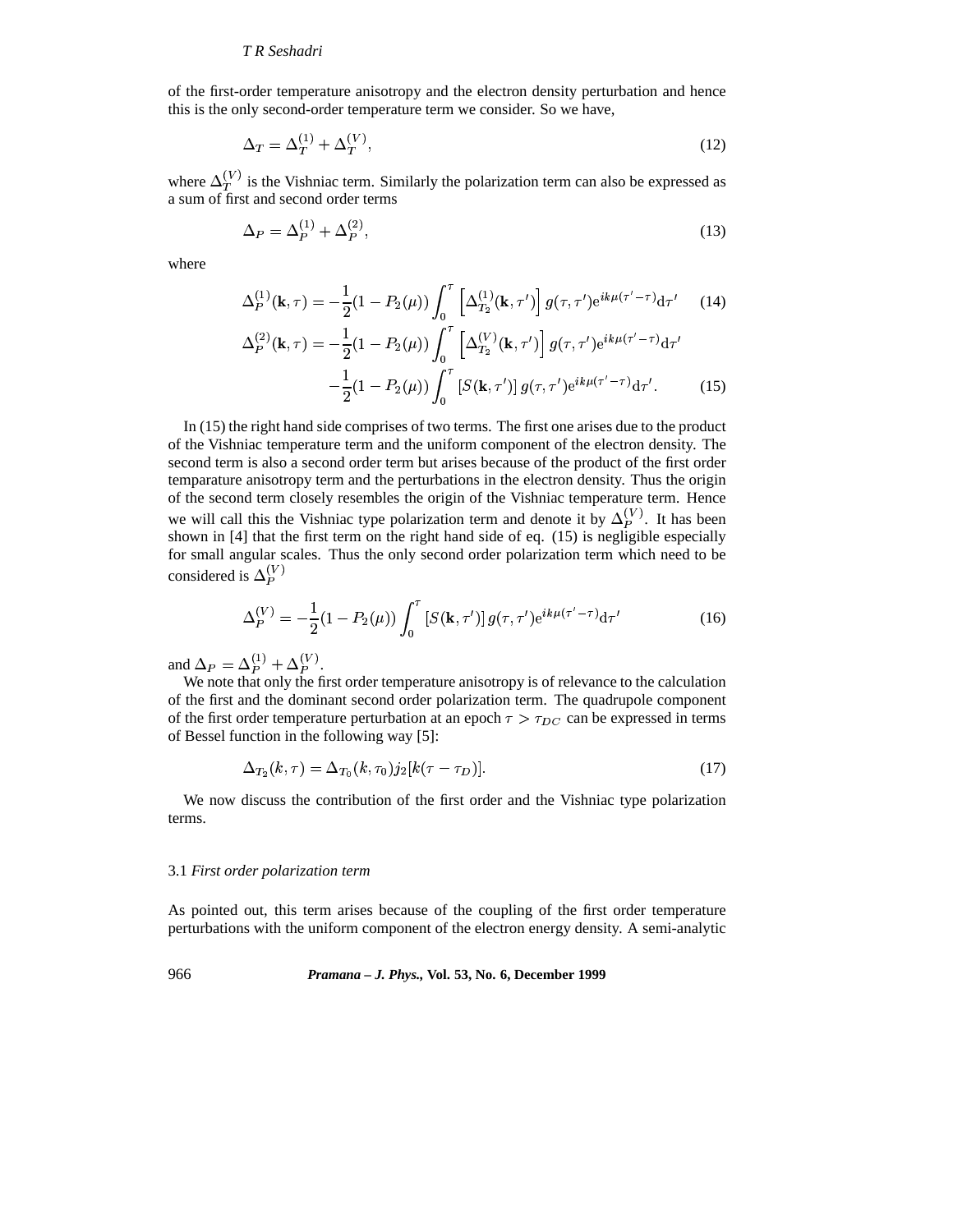of the first-order temperature anisotropy and the electron density perturbation and hence this is the only second-order temperature term we consider. So we have,

$$\Delta_T = \Delta_T^{(1)} + \Delta_T^{(V)}, \tag{12}$$

where $\Delta_T^{(V)}$ is the Vishniac term. Similarly the polarization term can also be expressed as a sum of first and second order terms

$$\Delta_P = \Delta_P^{(1)} + \Delta_P^{(2)}, \tag{13}$$

where

$$\Delta_P^{(1)}(\mathbf{k}, \tau) = -\frac{1}{2}(1 - P_2(\mu)) \int_0^{\tau} \left[\Delta_{T_2}^{(1)}(\mathbf{k}, \tau')\right] g(\tau, \tau') \mathrm{e}^{ik\mu(\tau' - \tau)} \mathrm{d}\tau' \tag{14}$$

$$\begin{aligned}\Delta_P^{(2)}(\mathbf{k}, \tau) = &-\frac{1}{2}(1 - P_2(\mu)) \int_0^{\tau} \left[\Delta_{T_2}^{(V)}(\mathbf{k}, \tau')\right] g(\tau, \tau') \mathrm{e}^{ik\mu(\tau' - \tau)} \mathrm{d}\tau' \\ &-\frac{1}{2}(1 - P_2(\mu)) \int_0^{\tau} \left[S(\mathbf{k}, \tau')\right] g(\tau, \tau') \mathrm{e}^{ik\mu(\tau' - \tau)} \mathrm{d}\tau'.\end{aligned} \tag{15}$$

In (15) the right hand side comprises of two terms. The first one arises due to the product of the Vishniac temperature term and the uniform component of the electron density. The second term is also a second order term but arises because of the product of the first order temparature anisotropy term and the perturbations in the electron density. Thus the origin of the second term closely resembles the origin of the Vishniac temperature term. Hence we will call this the Vishniac type polarization term and denote it by $\Delta_P^{(V)}$. It has been shown in [4] that the first term on the right hand side of eq. (15) is negligible especially for small angular scales. Thus the only second order polarization term which need to be considered is $\Delta_P^{(V)}$

$$\Delta_P^{(V)} = -\frac{1}{2}(1 - P_2(\mu)) \int_0^{\tau} \left[S(\mathbf{k}, \tau')\right] g(\tau, \tau') \mathrm{e}^{ik\mu(\tau' - \tau)} \mathrm{d}\tau' \tag{16}$$

and $\Delta_P = \Delta_P^{(1)} + \Delta_P^{(V)}$.

We note that only the first order temperature anisotropy is of relevance to the calculation of the first and the dominant second order polarization term. The quadrupole component of the first order temperature perturbation at an epoch $\tau > \tau_{DC}$ can be expressed in terms of Bessel function in the following way [5]:

$$\Delta_{T_2}(k, \tau) = \Delta_{T_0}(k, \tau_0) j_2[k(\tau - \tau_D)]. \tag{17}$$

We now discuss the contribution of the first order and the Vishniac type polarization terms.

### 3.1 *First order polarization term*

As pointed out, this term arises because of the coupling of the first order temperature perturbations with the uniform component of the electron energy density. A semi-analytic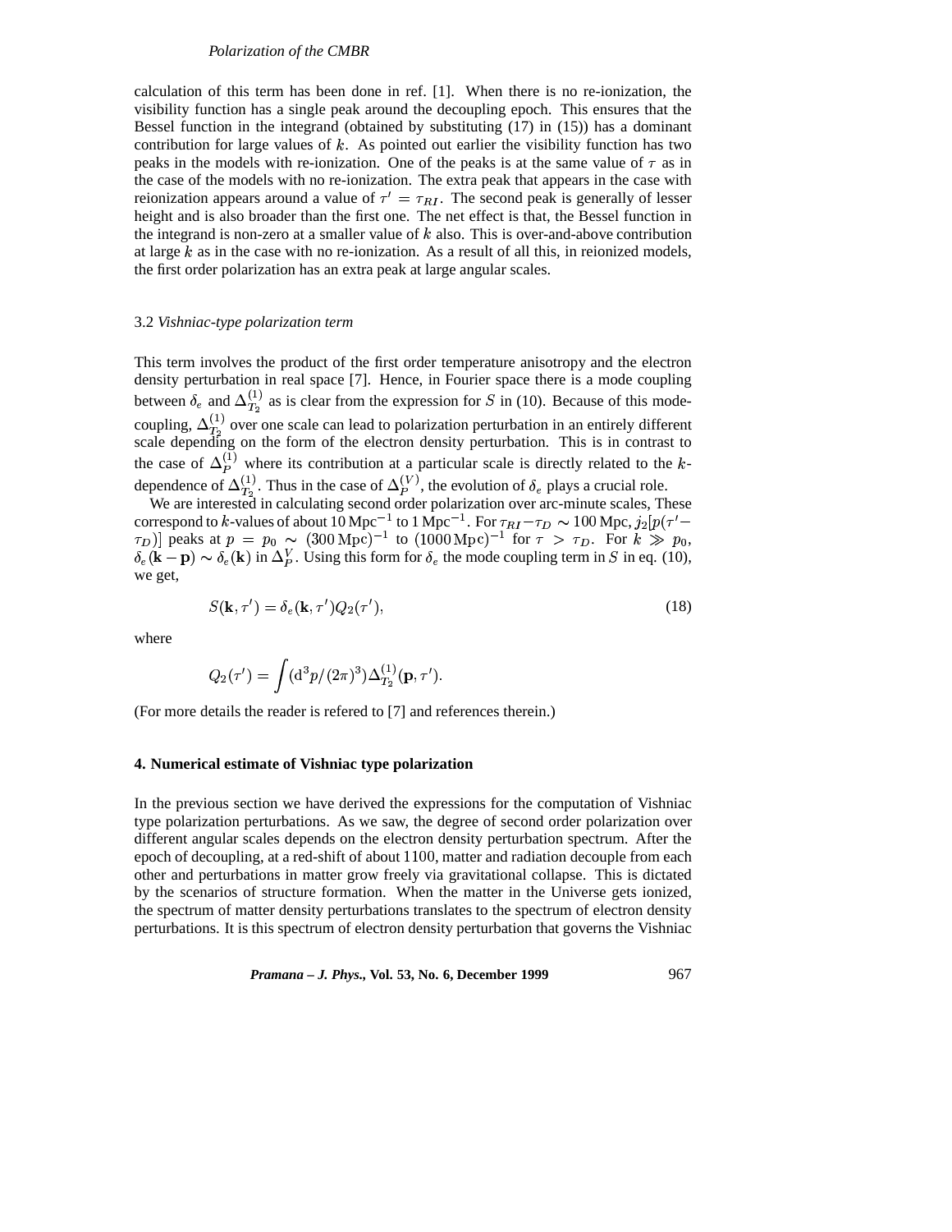calculation of this term has been done in ref. [1]. When there is no re-ionization, the visibility function has a single peak around the decoupling epoch. This ensures that the Bessel function in the integrand (obtained by substituting (17) in (15)) has a dominant contribution for large values of $k$. As pointed out earlier the visibility function has two peaks in the models with re-ionization. One of the peaks is at the same value of $\tau$ as in the case of the models with no re-ionization. The extra peak that appears in the case with reionization appears around a value of $\tau' = \tau_{RI}$. The second peak is generally of lesser height and is also broader than the first one. The net effect is that, the Bessel function in the integrand is non-zero at a smaller value of $k$ also. This is over-and-above contribution at large $k$ as in the case with no re-ionization. As a result of all this, in reionized models, the first order polarization has an extra peak at large angular scales.

### 3.2 *Vishniac-type polarization term*

This term involves the product of the first order temperature anisotropy and the electron density perturbation in real space [7]. Hence, in Fourier space there is a mode coupling between $\delta_e$ and $\Delta^{(1)}_{T_2}$ as is clear from the expression for $S$ in (10). Because of this mode-coupling, $\Delta^{(1)}_{T_2}$ over one scale can lead to polarization perturbation in an entirely different scale depending on the form of the electron density perturbation. This is in contrast to the case of $\Delta^{(1)}_{P}$ where its contribution at a particular scale is directly related to the $k$-dependence of $\Delta^{(1)}_{T_2}$. Thus in the case of $\Delta^{(V)}_{P}$, the evolution of $\delta_e$ plays a crucial role.

We are interested in calculating second order polarization over arc-minute scales, These correspond to $k$-values of about $10\,\mathrm{Mpc}^{-1}$ to $1\,\mathrm{Mpc}^{-1}$. For $\tau_{RI}-\tau_D \sim 100\,\mathrm{Mpc}$, $j_2[p(\tau'-\tau_D)]$ peaks at $p = p_0 \sim (300\,\mathrm{Mpc})^{-1}$ to $(1000\,\mathrm{Mpc})^{-1}$ for $\tau > \tau_D$. For $k \gg p_0$, $\delta_e(\mathbf{k}-\mathbf{p}) \sim \delta_e(\mathbf{k})$ in $\Delta^V_P$. Using this form for $\delta_e$ the mode coupling term in $S$ in eq. (10), we get,

$$S(\mathbf{k}, \tau') = \delta_e(\mathbf{k}, \tau') Q_2(\tau'), \tag{18}$$

where

$$Q_2(\tau') = \int (\mathrm{d}^3 p/(2\pi)^3) \Delta^{(1)}_{T_2}(\mathbf{p}, \tau').$$

(For more details the reader is refered to [7] and references therein.)

## 4. Numerical estimate of Vishniac type polarization

In the previous section we have derived the expressions for the computation of Vishniac type polarization perturbations. As we saw, the degree of second order polarization over different angular scales depends on the electron density perturbation spectrum. After the epoch of decoupling, at a red-shift of about 1100, matter and radiation decouple from each other and perturbations in matter grow freely via gravitational collapse. This is dictated by the scenarios of structure formation. When the matter in the Universe gets ionized, the spectrum of matter density perturbations translates to the spectrum of electron density perturbations. It is this spectrum of electron density perturbation that governs the Vishniac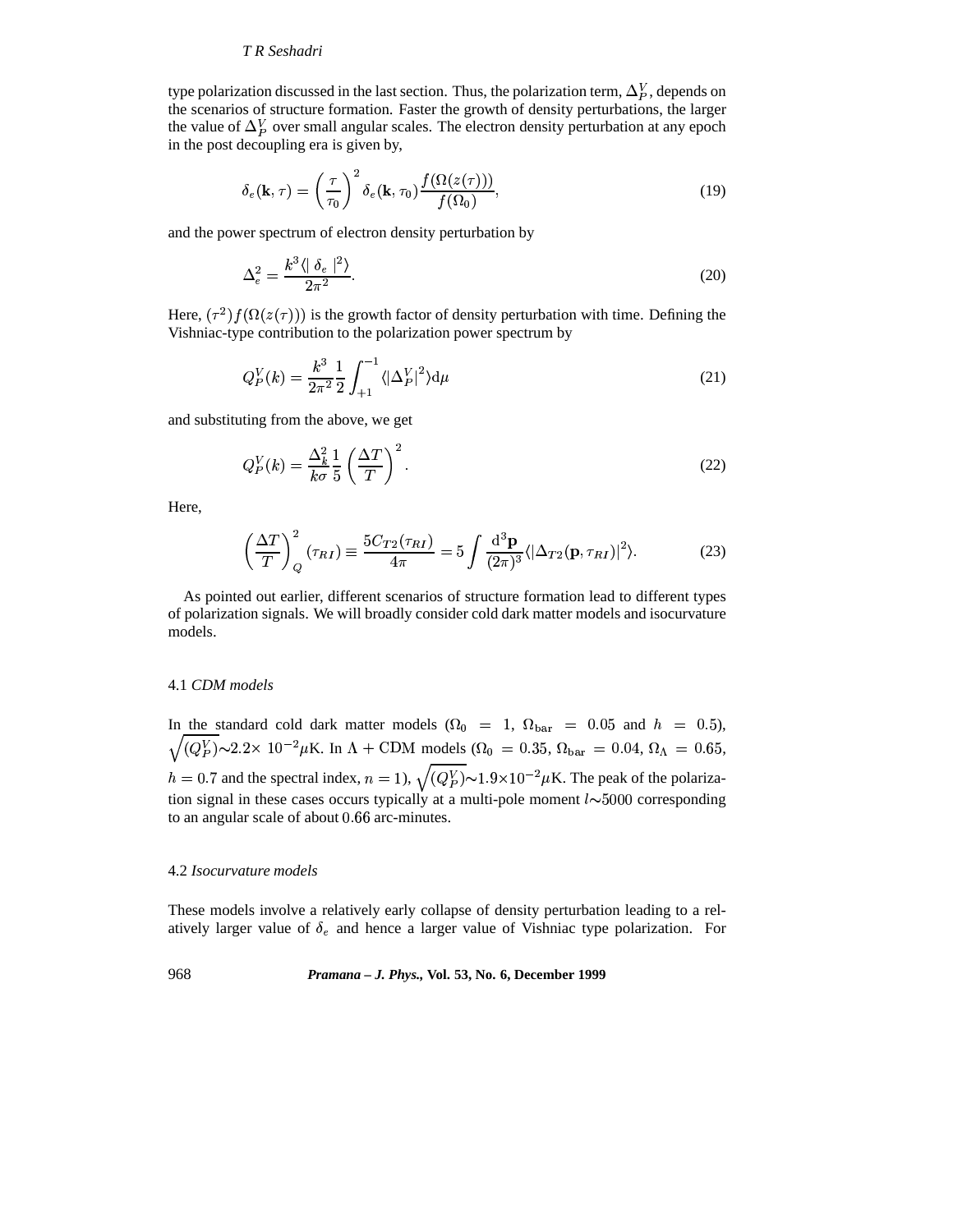type polarization discussed in the last section. Thus, the polarization term, $\Delta_P^V$, depends on the scenarios of structure formation. Faster the growth of density perturbations, the larger the value of $\Delta_P^V$ over small angular scales. The electron density perturbation at any epoch in the post decoupling era is given by,

$$\delta_e(\mathbf{k}, \tau) = \left(\frac{\tau}{\tau_0}\right)^2 \delta_e(\mathbf{k}, \tau_0) \frac{f(\Omega(z(\tau)))}{f(\Omega_0)}, \tag{19}$$

and the power spectrum of electron density perturbation by

$$\Delta_e^2 = \frac{k^3 \langle | \delta_e |^2 \rangle}{2\pi^2}. \tag{20}$$

Here, $(\tau^2) f(\Omega(z(\tau)))$ is the growth factor of density perturbation with time. Defining the Vishniac-type contribution to the polarization power spectrum by

$$Q_P^V(k) = \frac{k^3}{2\pi^2} \frac{1}{2} \int_{+1}^{-1} \langle |\Delta_P^V|^2 \rangle \mathrm{d}\mu \tag{21}$$

and substituting from the above, we get

$$Q_P^V(k) = \frac{\Delta_k^2}{k\sigma} \frac{1}{5} \left(\frac{\Delta T}{T}\right)^2. \tag{22}$$

Here,

$$\left(\frac{\Delta T}{T}\right)_Q^2 (\tau_{RI}) \equiv \frac{5 C_{T2}(\tau_{RI})}{4\pi} = 5 \int \frac{\mathrm{d}^3\mathbf{p}}{(2\pi)^3} \langle |\Delta_{T2}(\mathbf{p}, \tau_{RI})|^2 \rangle. \tag{23}$$

As pointed out earlier, different scenarios of structure formation lead to different types of polarization signals. We will broadly consider cold dark matter models and isocurvature models.

### 4.1 *CDM models*

In the standard cold dark matter models ($\Omega_0 = 1$, $\Omega_{\mathrm{bar}} = 0.05$ and $h = 0.5$), $\sqrt{(Q_P^V)} \sim 2.2 \times 10^{-2} \mu\mathrm{K}$. In $\Lambda + \mathrm{CDM}$ models ($\Omega_0 = 0.35$, $\Omega_{\mathrm{bar}} = 0.04$, $\Omega_\Lambda = 0.65$, $h = 0.7$ and the spectral index, $n = 1$), $\sqrt{(Q_P^V)} \sim 1.9 \times 10^{-2} \mu\mathrm{K}$. The peak of the polarization signal in these cases occurs typically at a multi-pole moment $l \sim 5000$ corresponding to an angular scale of about $0.66$ arc-minutes.

### 4.2 *Isocurvature models*

These models involve a relatively early collapse of density perturbation leading to a relatively larger value of $\delta_e$ and hence a larger value of Vishniac type polarization. For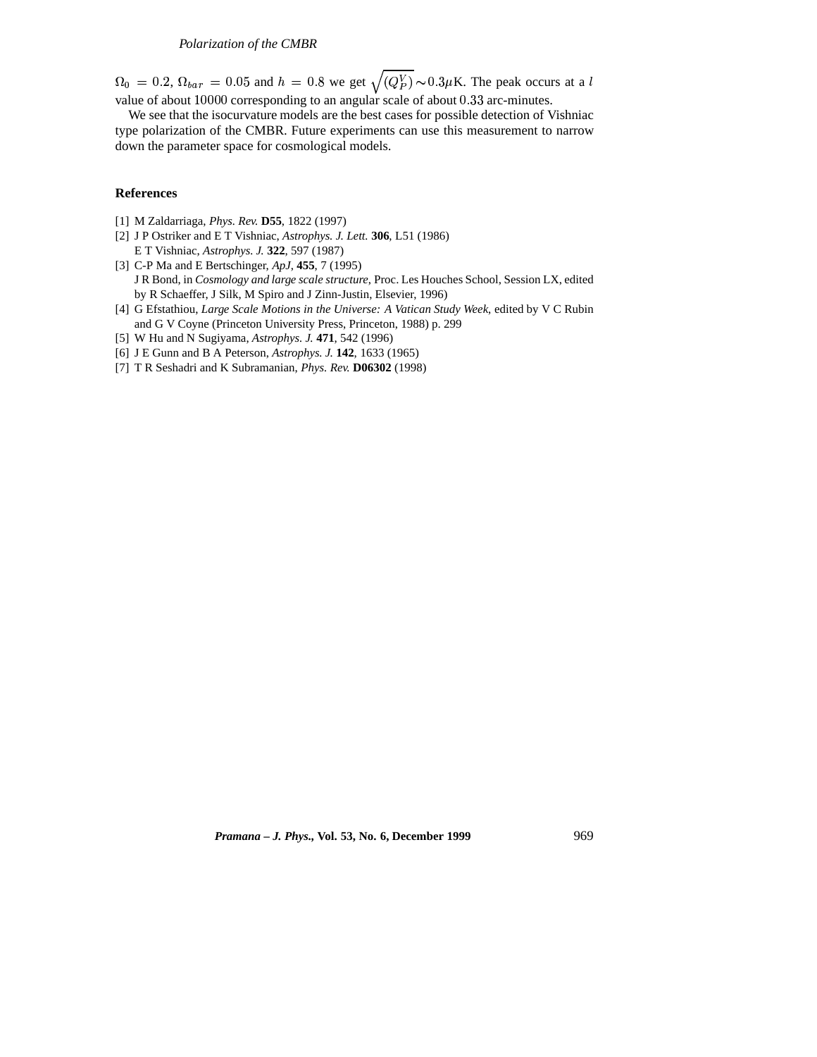$\Omega_0 = 0.2$, $\Omega_{bar} = 0.05$ and $h = 0.8$ we get $\sqrt{(Q_P^V)} \sim 0.3\mu$K. The peak occurs at a $l$ value of about $10000$ corresponding to an angular scale of about $0.33$ arc-minutes.

We see that the isocurvature models are the best cases for possible detection of Vishniac type polarization of the CMBR. Future experiments can use this measurement to narrow down the parameter space for cosmological models.

## References

[1] M Zaldarriaga, *Phys. Rev.* **D55**, 1822 (1997)

[2] J P Ostriker and E T Vishniac, *Astrophys. J. Lett.* **306**, L51 (1986)
E T Vishniac, *Astrophys. J.* **322**, 597 (1987)

[3] C-P Ma and E Bertschinger, *ApJ*, **455**, 7 (1995)
J R Bond, in *Cosmology and large scale structure*, Proc. Les Houches School, Session LX, edited by R Schaeffer, J Silk, M Spiro and J Zinn-Justin, Elsevier, 1996)

[4] G Efstathiou, *Large Scale Motions in the Universe: A Vatican Study Week*, edited by V C Rubin and G V Coyne (Princeton University Press, Princeton, 1988) p. 299

[5] W Hu and N Sugiyama, *Astrophys. J.* **471**, 542 (1996)

[6] J E Gunn and B A Peterson, *Astrophys. J.* **142**, 1633 (1965)

[7] T R Seshadri and K Subramanian, *Phys. Rev.* **D06302** (1998)